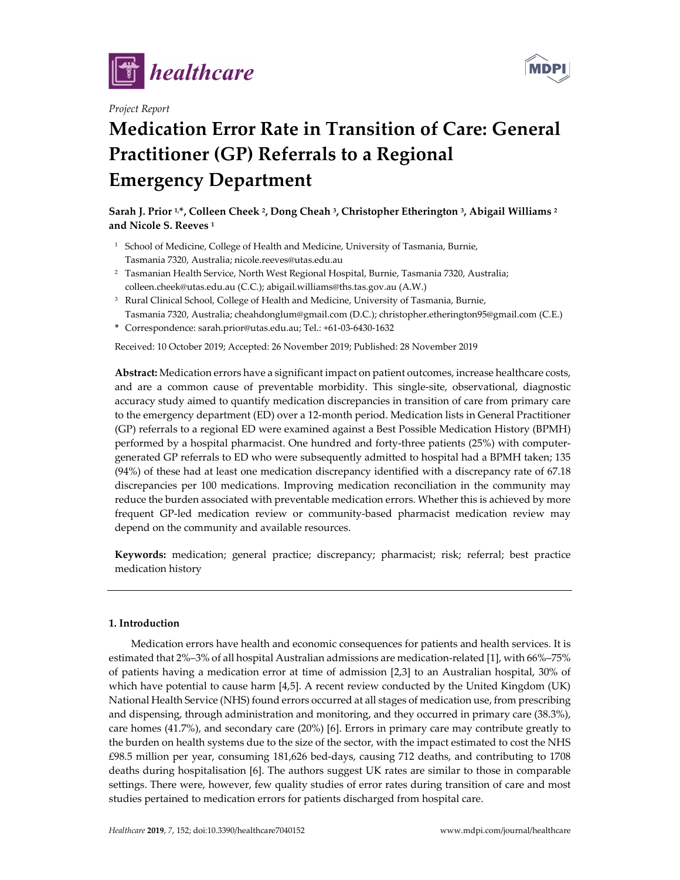Project Report

# Medication Error Rate in Transition of Care: General Practitioner (GP) Referrals to a Regional Emergency Department

**Sarah J. Prior [1,*], Colleen Cheek [2], Dong Cheah [3], Christopher Etherington [3], Abigail Williams [2] and Nicole S. Reeves [1]**

[1] School of Medicine, College of Health and Medicine, University of Tasmania, Burnie, Tasmania 7320, Australia; nicole.reeves@utas.edu.au

[2] Tasmanian Health Service, North West Regional Hospital, Burnie, Tasmania 7320, Australia; colleen.cheek@utas.edu.au (C.C.); abigail.williams@ths.tas.gov.au (A.W.)

[3] Rural Clinical School, College of Health and Medicine, University of Tasmania, Burnie, Tasmania 7320, Australia; cheahdonglum@gmail.com (D.C.); christopher.etherington95@gmail.com (C.E.)

\* Correspondence: sarah.prior@utas.edu.au; Tel.: +61-03-6430-1632

Received: 10 October 2019; Accepted: 26 November 2019; Published: 28 November 2019

**Abstract:** Medication errors have a significant impact on patient outcomes, increase healthcare costs, and are a common cause of preventable morbidity. This single-site, observational, diagnostic accuracy study aimed to quantify medication discrepancies in transition of care from primary care to the emergency department (ED) over a 12-month period. Medication lists in General Practitioner (GP) referrals to a regional ED were examined against a Best Possible Medication History (BPMH) performed by a hospital pharmacist. One hundred and forty-three patients (25%) with computer-generated GP referrals to ED who were subsequently admitted to hospital had a BPMH taken; 135 (94%) of these had at least one medication discrepancy identified with a discrepancy rate of 67.18 discrepancies per 100 medications. Improving medication reconciliation in the community may reduce the burden associated with preventable medication errors. Whether this is achieved by more frequent GP-led medication review or community-based pharmacist medication review may depend on the community and available resources.

**Keywords:** medication; general practice; discrepancy; pharmacist; risk; referral; best practice medication history

## 1. Introduction

Medication errors have health and economic consequences for patients and health services. It is estimated that 2%–3% of all hospital Australian admissions are medication-related [1], with 66%–75% of patients having a medication error at time of admission [2,3] to an Australian hospital, 30% of which have potential to cause harm [4,5]. A recent review conducted by the United Kingdom (UK) National Health Service (NHS) found errors occurred at all stages of medication use, from prescribing and dispensing, through administration and monitoring, and they occurred in primary care (38.3%), care homes (41.7%), and secondary care (20%) [6]. Errors in primary care may contribute greatly to the burden on health systems due to the size of the sector, with the impact estimated to cost the NHS £98.5 million per year, consuming 181,626 bed-days, causing 712 deaths, and contributing to 1708 deaths during hospitalisation [6]. The authors suggest UK rates are similar to those in comparable settings. There were, however, few quality studies of error rates during transition of care and most studies pertained to medication errors for patients discharged from hospital care.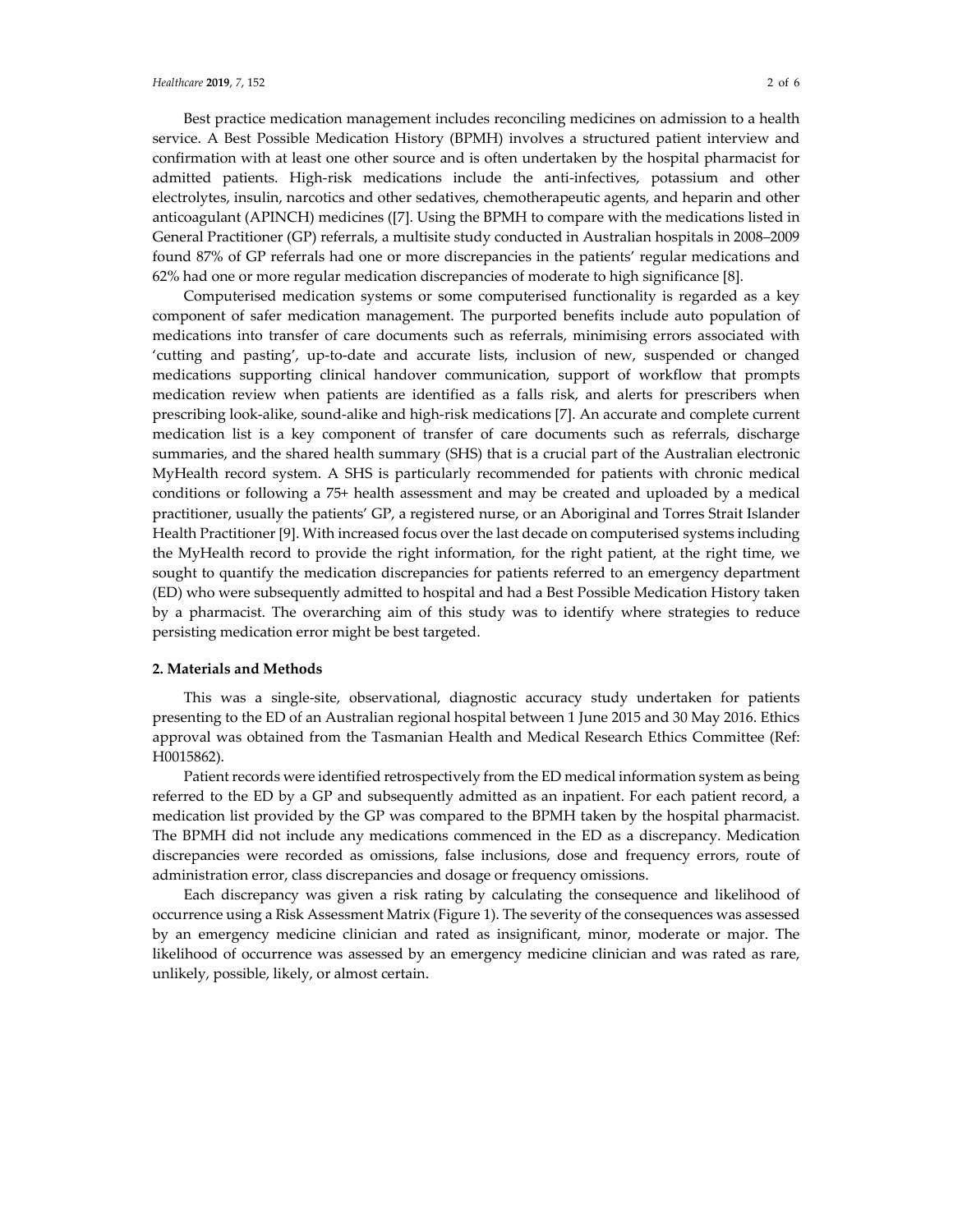Best practice medication management includes reconciling medicines on admission to a health service. A Best Possible Medication History (BPMH) involves a structured patient interview and confirmation with at least one other source and is often undertaken by the hospital pharmacist for admitted patients. High-risk medications include the anti-infectives, potassium and other electrolytes, insulin, narcotics and other sedatives, chemotherapeutic agents, and heparin and other anticoagulant (APINCH) medicines ([7]. Using the BPMH to compare with the medications listed in General Practitioner (GP) referrals, a multisite study conducted in Australian hospitals in 2008–2009 found 87% of GP referrals had one or more discrepancies in the patients' regular medications and 62% had one or more regular medication discrepancies of moderate to high significance [8].

Computerised medication systems or some computerised functionality is regarded as a key component of safer medication management. The purported benefits include auto population of medications into transfer of care documents such as referrals, minimising errors associated with 'cutting and pasting', up-to-date and accurate lists, inclusion of new, suspended or changed medications supporting clinical handover communication, support of workflow that prompts medication review when patients are identified as a falls risk, and alerts for prescribers when prescribing look-alike, sound-alike and high-risk medications [7]. An accurate and complete current medication list is a key component of transfer of care documents such as referrals, discharge summaries, and the shared health summary (SHS) that is a crucial part of the Australian electronic MyHealth record system. A SHS is particularly recommended for patients with chronic medical conditions or following a 75+ health assessment and may be created and uploaded by a medical practitioner, usually the patients' GP, a registered nurse, or an Aboriginal and Torres Strait Islander Health Practitioner [9]. With increased focus over the last decade on computerised systems including the MyHealth record to provide the right information, for the right patient, at the right time, we sought to quantify the medication discrepancies for patients referred to an emergency department (ED) who were subsequently admitted to hospital and had a Best Possible Medication History taken by a pharmacist. The overarching aim of this study was to identify where strategies to reduce persisting medication error might be best targeted.

## 2. Materials and Methods

This was a single-site, observational, diagnostic accuracy study undertaken for patients presenting to the ED of an Australian regional hospital between 1 June 2015 and 30 May 2016. Ethics approval was obtained from the Tasmanian Health and Medical Research Ethics Committee (Ref: H0015862).

Patient records were identified retrospectively from the ED medical information system as being referred to the ED by a GP and subsequently admitted as an inpatient. For each patient record, a medication list provided by the GP was compared to the BPMH taken by the hospital pharmacist. The BPMH did not include any medications commenced in the ED as a discrepancy. Medication discrepancies were recorded as omissions, false inclusions, dose and frequency errors, route of administration error, class discrepancies and dosage or frequency omissions.

Each discrepancy was given a risk rating by calculating the consequence and likelihood of occurrence using a Risk Assessment Matrix (Figure 1). The severity of the consequences was assessed by an emergency medicine clinician and rated as insignificant, minor, moderate or major. The likelihood of occurrence was assessed by an emergency medicine clinician and was rated as rare, unlikely, possible, likely, or almost certain.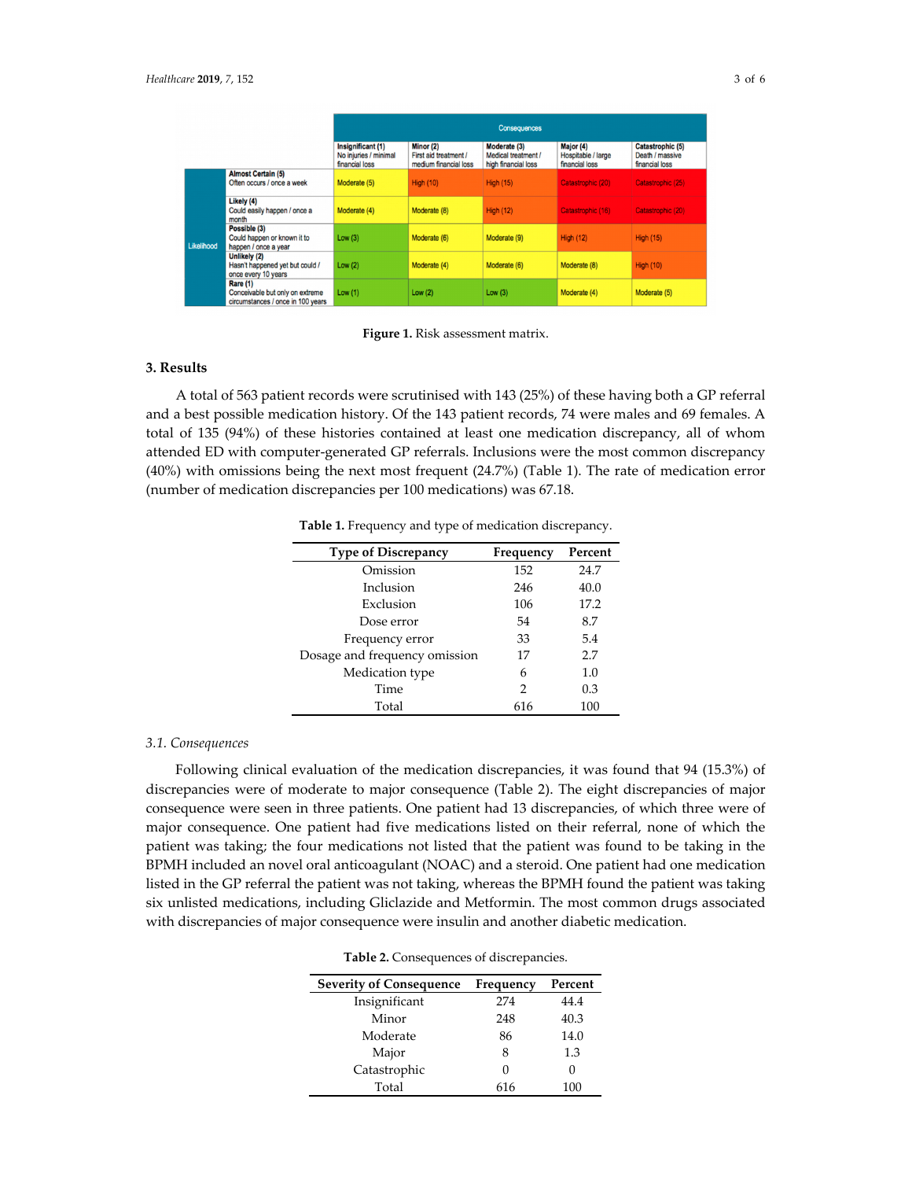| | | Consequences | | | | |
|---|---|---|---|---|---|---|
| | | **Insignificant (1)** No injuries / minimal financial loss | **Minor (2)** First aid treatment / medium financial loss | **Moderate (3)** Medical treatment / high financial loss | **Major (4)** Hospitable / large financial loss | **Catastrophic (5)** Death / massive financial loss |
| Likelihood | **Almost Certain (5)** Often occurs / once a week | Moderate (5) | High (10) | High (15) | Catastrophic (20) | Catastrophic (25) |
| | **Likely (4)** Could easily happen / once a month | Moderate (4) | Moderate (8) | High (12) | Catastrophic (16) | Catastrophic (20) |
| | **Possible (3)** Could happen or known it to happen / once a year | Low (3) | Moderate (6) | Moderate (9) | High (12) | High (15) |
| | **Unlikely (2)** Hasn't happened yet but could / once every 10 years | Low (2) | Moderate (4) | Moderate (6) | Moderate (8) | High (10) |
| | **Rare (1)** Conceivable but only on extreme circumstances / once in 100 years | Low (1) | Low (2) | Low (3) | Moderate (4) | Moderate (5) |

**Figure 1.** Risk assessment matrix.

## 3. Results

A total of 563 patient records were scrutinised with 143 (25%) of these having both a GP referral and a best possible medication history. Of the 143 patient records, 74 were males and 69 females. A total of 135 (94%) of these histories contained at least one medication discrepancy, all of whom attended ED with computer-generated GP referrals. Inclusions were the most common discrepancy (40%) with omissions being the next most frequent (24.7%) (Table 1). The rate of medication error (number of medication discrepancies per 100 medications) was 67.18.

**Table 1.** Frequency and type of medication discrepancy.

| Type of Discrepancy | Frequency | Percent |
|---|---|---|
| Omission | 152 | 24.7 |
| Inclusion | 246 | 40.0 |
| Exclusion | 106 | 17.2 |
| Dose error | 54 | 8.7 |
| Frequency error | 33 | 5.4 |
| Dosage and frequency omission | 17 | 2.7 |
| Medication type | 6 | 1.0 |
| Time | 2 | 0.3 |
| Total | 616 | 100 |

### 3.1. Consequences

Following clinical evaluation of the medication discrepancies, it was found that 94 (15.3%) of discrepancies were of moderate to major consequence (Table 2). The eight discrepancies of major consequence were seen in three patients. One patient had 13 discrepancies, of which three were of major consequence. One patient had five medications listed on their referral, none of which the patient was taking; the four medications not listed that the patient was found to be taking in the BPMH included an novel oral anticoagulant (NOAC) and a steroid. One patient had one medication listed in the GP referral the patient was not taking, whereas the BPMH found the patient was taking six unlisted medications, including Gliclazide and Metformin. The most common drugs associated with discrepancies of major consequence were insulin and another diabetic medication.

**Table 2.** Consequences of discrepancies.

| Severity of Consequence | Frequency | Percent |
|---|---|---|
| Insignificant | 274 | 44.4 |
| Minor | 248 | 40.3 |
| Moderate | 86 | 14.0 |
| Major | 8 | 1.3 |
| Catastrophic | 0 | 0 |
| Total | 616 | 100 |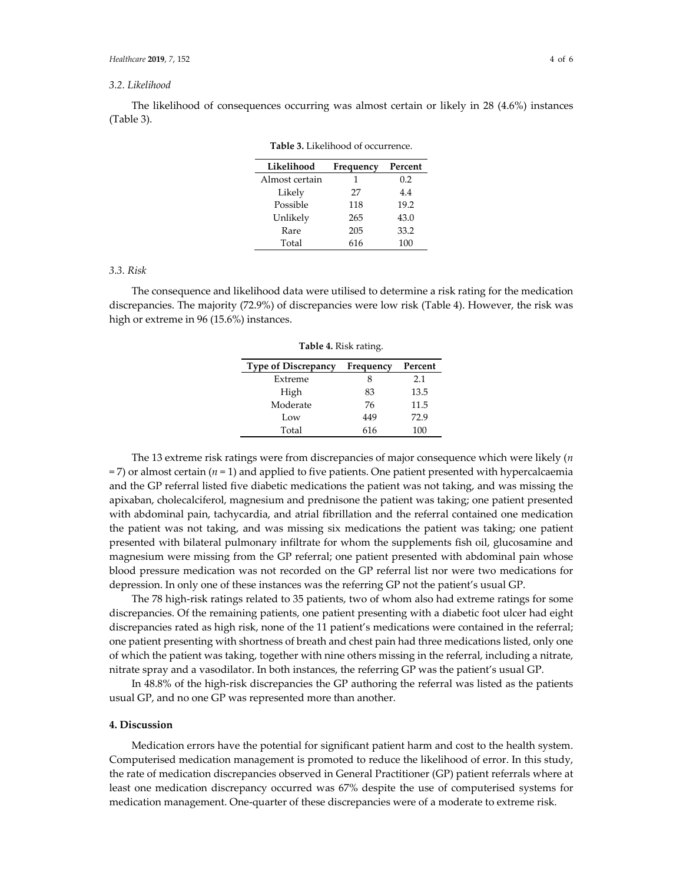### 3.2. Likelihood

The likelihood of consequences occurring was almost certain or likely in 28 (4.6%) instances (Table 3).

**Table 3.** Likelihood of occurrence.

| Likelihood | Frequency | Percent |
|---|---|---|
| Almost certain | 1 | 0.2 |
| Likely | 27 | 4.4 |
| Possible | 118 | 19.2 |
| Unlikely | 265 | 43.0 |
| Rare | 205 | 33.2 |
| Total | 616 | 100 |

### 3.3. Risk

The consequence and likelihood data were utilised to determine a risk rating for the medication discrepancies. The majority (72.9%) of discrepancies were low risk (Table 4). However, the risk was high or extreme in 96 (15.6%) instances.

**Table 4.** Risk rating.

| Type of Discrepancy | Frequency | Percent |
|---|---|---|
| Extreme | 8 | 2.1 |
| High | 83 | 13.5 |
| Moderate | 76 | 11.5 |
| Low | 449 | 72.9 |
| Total | 616 | 100 |

The 13 extreme risk ratings were from discrepancies of major consequence which were likely ($n = 7$) or almost certain ($n = 1$) and applied to five patients. One patient presented with hypercalcaemia and the GP referral listed five diabetic medications the patient was not taking, and was missing the apixaban, cholecalciferol, magnesium and prednisone the patient was taking; one patient presented with abdominal pain, tachycardia, and atrial fibrillation and the referral contained one medication the patient was not taking, and was missing six medications the patient was taking; one patient presented with bilateral pulmonary infiltrate for whom the supplements fish oil, glucosamine and magnesium were missing from the GP referral; one patient presented with abdominal pain whose blood pressure medication was not recorded on the GP referral list nor were two medications for depression. In only one of these instances was the referring GP not the patient's usual GP.

The 78 high-risk ratings related to 35 patients, two of whom also had extreme ratings for some discrepancies. Of the remaining patients, one patient presenting with a diabetic foot ulcer had eight discrepancies rated as high risk, none of the 11 patient's medications were contained in the referral; one patient presenting with shortness of breath and chest pain had three medications listed, only one of which the patient was taking, together with nine others missing in the referral, including a nitrate, nitrate spray and a vasodilator. In both instances, the referring GP was the patient's usual GP.

In 48.8% of the high-risk discrepancies the GP authoring the referral was listed as the patients usual GP, and no one GP was represented more than another.

## 4. Discussion

Medication errors have the potential for significant patient harm and cost to the health system. Computerised medication management is promoted to reduce the likelihood of error. In this study, the rate of medication discrepancies observed in General Practitioner (GP) patient referrals where at least one medication discrepancy occurred was 67% despite the use of computerised systems for medication management. One-quarter of these discrepancies were of a moderate to extreme risk.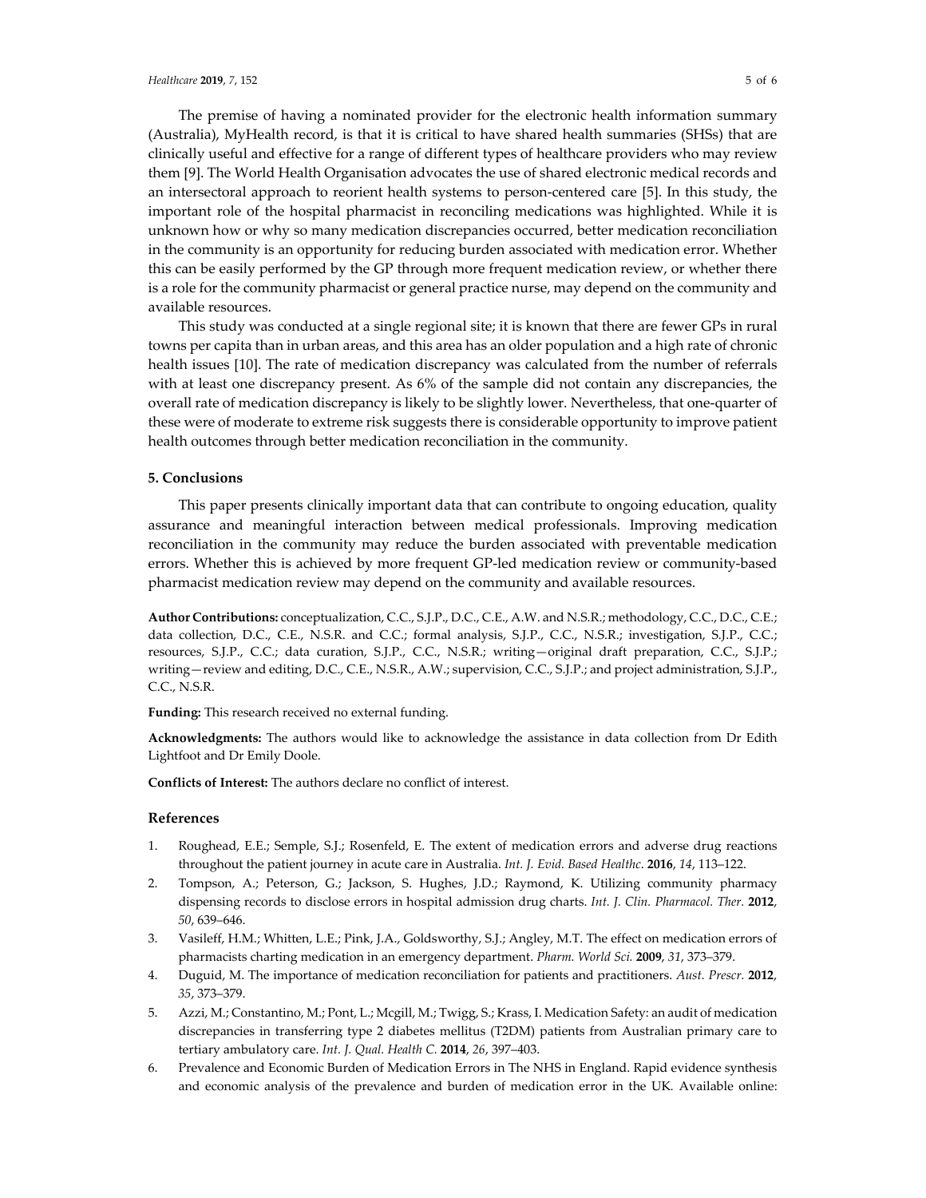The premise of having a nominated provider for the electronic health information summary (Australia), MyHealth record, is that it is critical to have shared health summaries (SHSs) that are clinically useful and effective for a range of different types of healthcare providers who may review them [9]. The World Health Organisation advocates the use of shared electronic medical records and an intersectoral approach to reorient health systems to person-centered care [5]. In this study, the important role of the hospital pharmacist in reconciling medications was highlighted. While it is unknown how or why so many medication discrepancies occurred, better medication reconciliation in the community is an opportunity for reducing burden associated with medication error. Whether this can be easily performed by the GP through more frequent medication review, or whether there is a role for the community pharmacist or general practice nurse, may depend on the community and available resources.

This study was conducted at a single regional site; it is known that there are fewer GPs in rural towns per capita than in urban areas, and this area has an older population and a high rate of chronic health issues [10]. The rate of medication discrepancy was calculated from the number of referrals with at least one discrepancy present. As 6% of the sample did not contain any discrepancies, the overall rate of medication discrepancy is likely to be slightly lower. Nevertheless, that one-quarter of these were of moderate to extreme risk suggests there is considerable opportunity to improve patient health outcomes through better medication reconciliation in the community.

## 5. Conclusions

This paper presents clinically important data that can contribute to ongoing education, quality assurance and meaningful interaction between medical professionals. Improving medication reconciliation in the community may reduce the burden associated with preventable medication errors. Whether this is achieved by more frequent GP-led medication review or community-based pharmacist medication review may depend on the community and available resources.

**Author Contributions:** conceptualization, C.C., S.J.P., D.C., C.E., A.W. and N.S.R.; methodology, C.C., D.C., C.E.; data collection, D.C., C.E., N.S.R. and C.C.; formal analysis, S.J.P., C.C., N.S.R.; investigation, S.J.P., C.C.; resources, S.J.P., C.C.; data curation, S.J.P., C.C., N.S.R.; writing—original draft preparation, C.C., S.J.P.; writing—review and editing, D.C., C.E., N.S.R., A.W.; supervision, C.C., S.J.P.; and project administration, S.J.P., C.C., N.S.R.

**Funding:** This research received no external funding.

**Acknowledgments:** The authors would like to acknowledge the assistance in data collection from Dr Edith Lightfoot and Dr Emily Doole.

**Conflicts of Interest:** The authors declare no conflict of interest.

## References

1. Roughead, E.E.; Semple, S.J.; Rosenfeld, E. The extent of medication errors and adverse drug reactions throughout the patient journey in acute care in Australia. *Int. J. Evid. Based Healthc*. **2016**, *14*, 113–122.
2. Tompson, A.; Peterson, G.; Jackson, S. Hughes, J.D.; Raymond, K. Utilizing community pharmacy dispensing records to disclose errors in hospital admission drug charts. *Int. J. Clin. Pharmacol. Ther.* **2012**, *50*, 639–646.
3. Vasileff, H.M.; Whitten, L.E.; Pink, J.A., Goldsworthy, S.J.; Angley, M.T. The effect on medication errors of pharmacists charting medication in an emergency department. *Pharm. World Sci.* **2009**, *31*, 373–379.
4. Duguid, M. The importance of medication reconciliation for patients and practitioners. *Aust. Prescr.* **2012**, *35*, 373–379.
5. Azzi, M.; Constantino, M.; Pont, L.; Mcgill, M.; Twigg, S.; Krass, I. Medication Safety: an audit of medication discrepancies in transferring type 2 diabetes mellitus (T2DM) patients from Australian primary care to tertiary ambulatory care. *Int. J. Qual. Health C.* **2014**, *26*, 397–403.
6. Prevalence and Economic Burden of Medication Errors in The NHS in England. Rapid evidence synthesis and economic analysis of the prevalence and burden of medication error in the UK. Available online: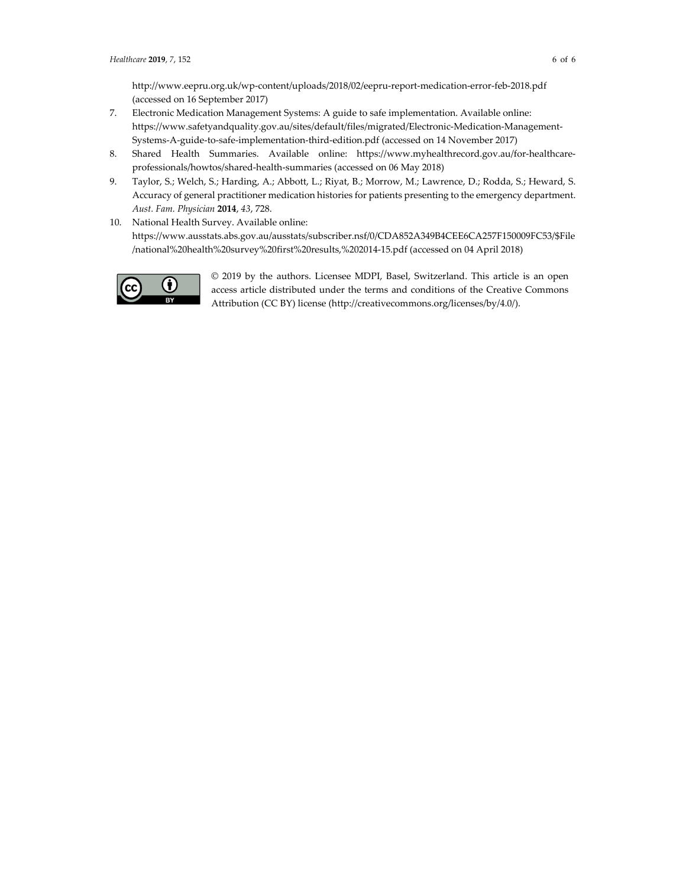http://www.eepru.org.uk/wp-content/uploads/2018/02/eepru-report-medication-error-feb-2018.pdf (accessed on 16 September 2017)

7. Electronic Medication Management Systems: A guide to safe implementation. Available online: https://www.safetyandquality.gov.au/sites/default/files/migrated/Electronic-Medication-Management-Systems-A-guide-to-safe-implementation-third-edition.pdf (accessed on 14 November 2017)
8. Shared Health Summaries. Available online: https://www.myhealthrecord.gov.au/for-healthcare-professionals/howtos/shared-health-summaries (accessed on 06 May 2018)
9. Taylor, S.; Welch, S.; Harding, A.; Abbott, L.; Riyat, B.; Morrow, M.; Lawrence, D.; Rodda, S.; Heward, S. Accuracy of general practitioner medication histories for patients presenting to the emergency department. *Aust. Fam. Physician* **2014**, *43*, 728.
10. National Health Survey. Available online: https://www.ausstats.abs.gov.au/ausstats/subscriber.nsf/0/CDA852A349B4CEE6CA257F150009FC53/$File/national%20health%20survey%20first%20results,%202014-15.pdf (accessed on 04 April 2018)

© 2019 by the authors. Licensee MDPI, Basel, Switzerland. This article is an open access article distributed under the terms and conditions of the Creative Commons Attribution (CC BY) license (http://creativecommons.org/licenses/by/4.0/).